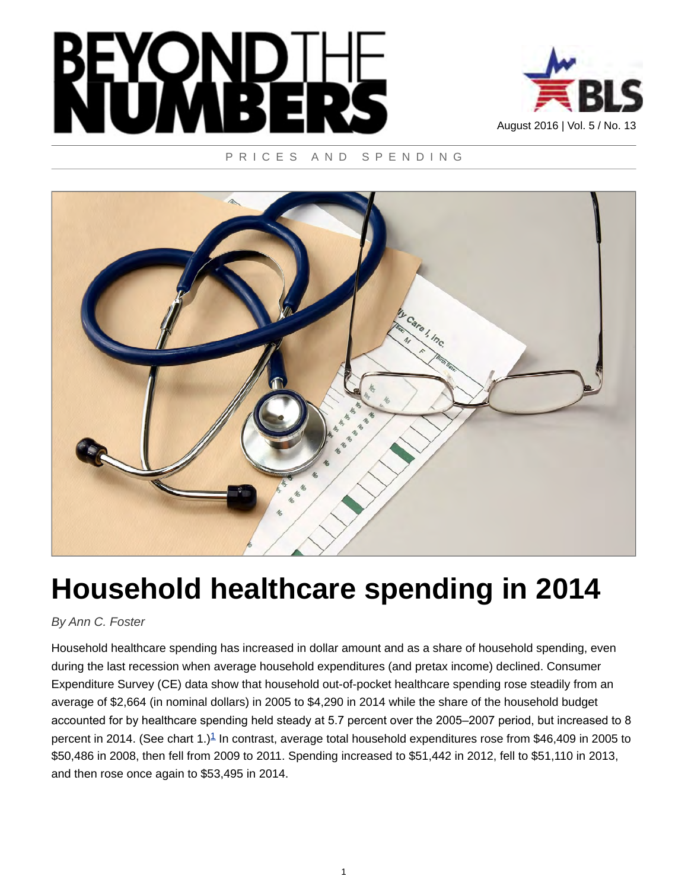# BEYOND THE NUMBERS

August 2016 | Vol. 5 / No. 13

PRICES AND SPENDING

# Household healthcare spending in 2014

*By Ann C. Foster*

Household healthcare spending has increased in dollar amount and as a share of household spending, even during the last recession when average household expenditures (and pretax income) declined. Consumer Expenditure Survey (CE) data show that household out-of-pocket healthcare spending rose steadily from an average of $2,664 (in nominal dollars) in 2005 to $4,290 in 2014 while the share of the household budget accounted for by healthcare spending held steady at 5.7 percent over the 2005–2007 period, but increased to 8 percent in 2014. (See chart 1.)[1] In contrast, average total household expenditures rose from $46,409 in 2005 to $50,486 in 2008, then fell from 2009 to 2011. Spending increased to $51,442 in 2012, fell to $51,110 in 2013, and then rose once again to $53,495 in 2014.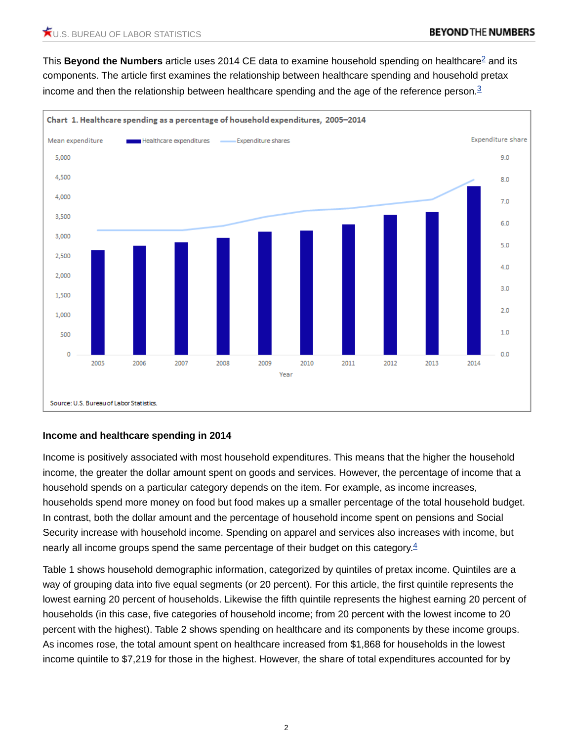This **Beyond the Numbers** article uses 2014 CE data to examine household spending on healthcare[2] and its components. The article first examines the relationship between healthcare spending and household pretax income and then the relationship between healthcare spending and the age of the reference person.[3]

Chart 1. Healthcare spending as a percentage of household expenditures, 2005–2014

Source: U.S. Bureau of Labor Statistics.

### Income and healthcare spending in 2014

Income is positively associated with most household expenditures. This means that the higher the household income, the greater the dollar amount spent on goods and services. However, the percentage of income that a household spends on a particular category depends on the item. For example, as income increases, households spend more money on food but food makes up a smaller percentage of the total household budget. In contrast, both the dollar amount and the percentage of household income spent on pensions and Social Security increase with household income. Spending on apparel and services also increases with income, but nearly all income groups spend the same percentage of their budget on this category.[4]

Table 1 shows household demographic information, categorized by quintiles of pretax income. Quintiles are a way of grouping data into five equal segments (or 20 percent). For this article, the first quintile represents the lowest earning 20 percent of households. Likewise the fifth quintile represents the highest earning 20 percent of households (in this case, five categories of household income; from 20 percent with the lowest income to 20 percent with the highest). Table 2 shows spending on healthcare and its components by these income groups. As incomes rose, the total amount spent on healthcare increased from $1,868 for households in the lowest income quintile to $7,219 for those in the highest. However, the share of total expenditures accounted for by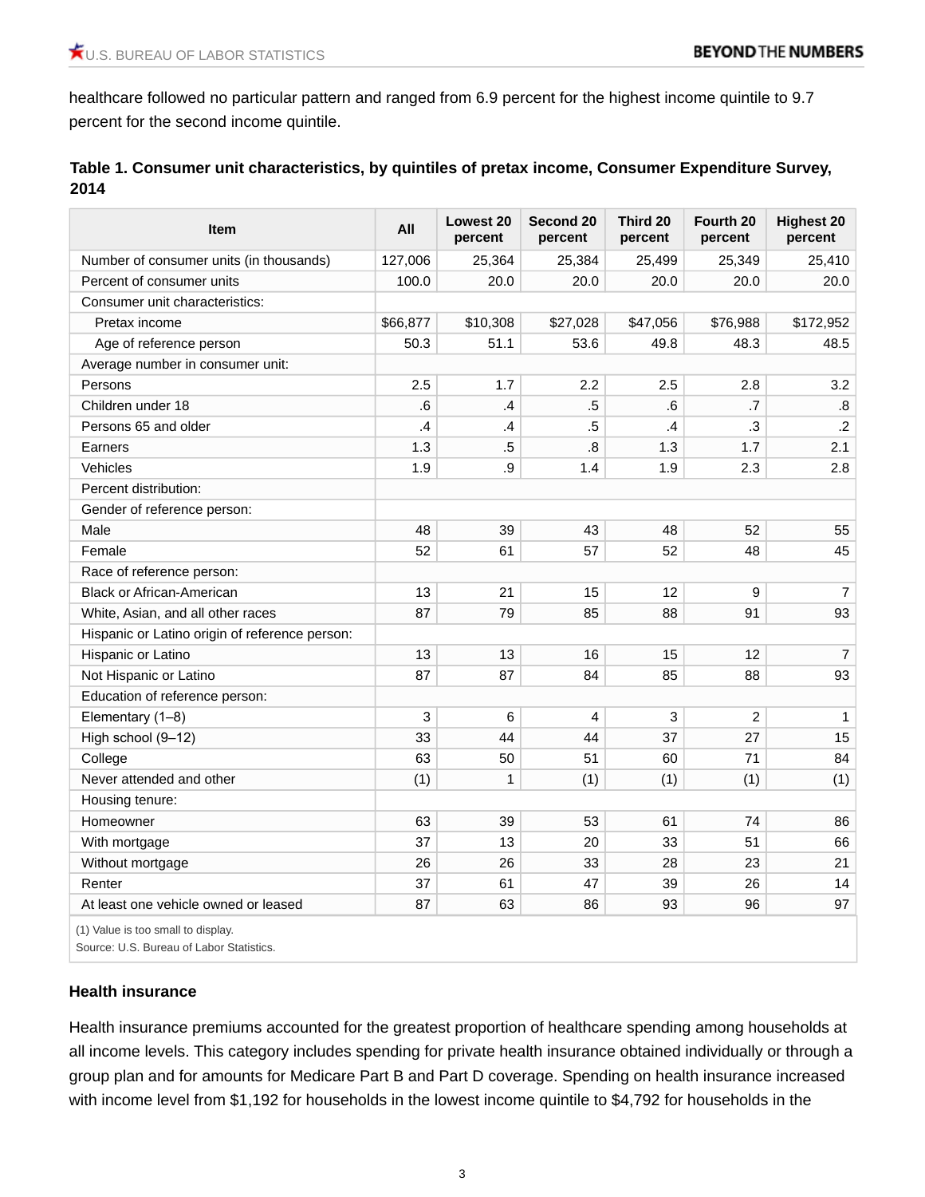healthcare followed no particular pattern and ranged from 6.9 percent for the highest income quintile to 9.7 percent for the second income quintile.

### Table 1. Consumer unit characteristics, by quintiles of pretax income, Consumer Expenditure Survey, 2014

| Item | All | Lowest 20 percent | Second 20 percent | Third 20 percent | Fourth 20 percent | Highest 20 percent |
|---|---|---|---|---|---|---|
| Number of consumer units (in thousands) | 127,006 | 25,364 | 25,384 | 25,499 | 25,349 | 25,410 |
| Percent of consumer units | 100.0 | 20.0 | 20.0 | 20.0 | 20.0 | 20.0 |
| Consumer unit characteristics: | | | | | | |
| Pretax income | $66,877 | $10,308 | $27,028 | $47,056 | $76,988 | $172,952 |
| Age of reference person | 50.3 | 51.1 | 53.6 | 49.8 | 48.3 | 48.5 |
| Average number in consumer unit: | | | | | | |
| Persons | 2.5 | 1.7 | 2.2 | 2.5 | 2.8 | 3.2 |
| Children under 18 | .6 | .4 | .5 | .6 | .7 | .8 |
| Persons 65 and older | .4 | .4 | .5 | .4 | .3 | .2 |
| Earners | 1.3 | .5 | .8 | 1.3 | 1.7 | 2.1 |
| Vehicles | 1.9 | .9 | 1.4 | 1.9 | 2.3 | 2.8 |
| Percent distribution: | | | | | | |
| Gender of reference person: | | | | | | |
| Male | 48 | 39 | 43 | 48 | 52 | 55 |
| Female | 52 | 61 | 57 | 52 | 48 | 45 |
| Race of reference person: | | | | | | |
| Black or African-American | 13 | 21 | 15 | 12 | 9 | 7 |
| White, Asian, and all other races | 87 | 79 | 85 | 88 | 91 | 93 |
| Hispanic or Latino origin of reference person: | | | | | | |
| Hispanic or Latino | 13 | 13 | 16 | 15 | 12 | 7 |
| Not Hispanic or Latino | 87 | 87 | 84 | 85 | 88 | 93 |
| Education of reference person: | | | | | | |
| Elementary (1–8) | 3 | 6 | 4 | 3 | 2 | 1 |
| High school (9–12) | 33 | 44 | 44 | 37 | 27 | 15 |
| College | 63 | 50 | 51 | 60 | 71 | 84 |
| Never attended and other | (1) | 1 | (1) | (1) | (1) | (1) |
| Housing tenure: | | | | | | |
| Homeowner | 63 | 39 | 53 | 61 | 74 | 86 |
| With mortgage | 37 | 13 | 20 | 33 | 51 | 66 |
| Without mortgage | 26 | 26 | 33 | 28 | 23 | 21 |
| Renter | 37 | 61 | 47 | 39 | 26 | 14 |
| At least one vehicle owned or leased | 87 | 63 | 86 | 93 | 96 | 97 |

(1) Value is too small to display.
Source: U.S. Bureau of Labor Statistics.

### Health insurance

Health insurance premiums accounted for the greatest proportion of healthcare spending among households at all income levels. This category includes spending for private health insurance obtained individually or through a group plan and for amounts for Medicare Part B and Part D coverage. Spending on health insurance increased with income level from $1,192 for households in the lowest income quintile to $4,792 for households in the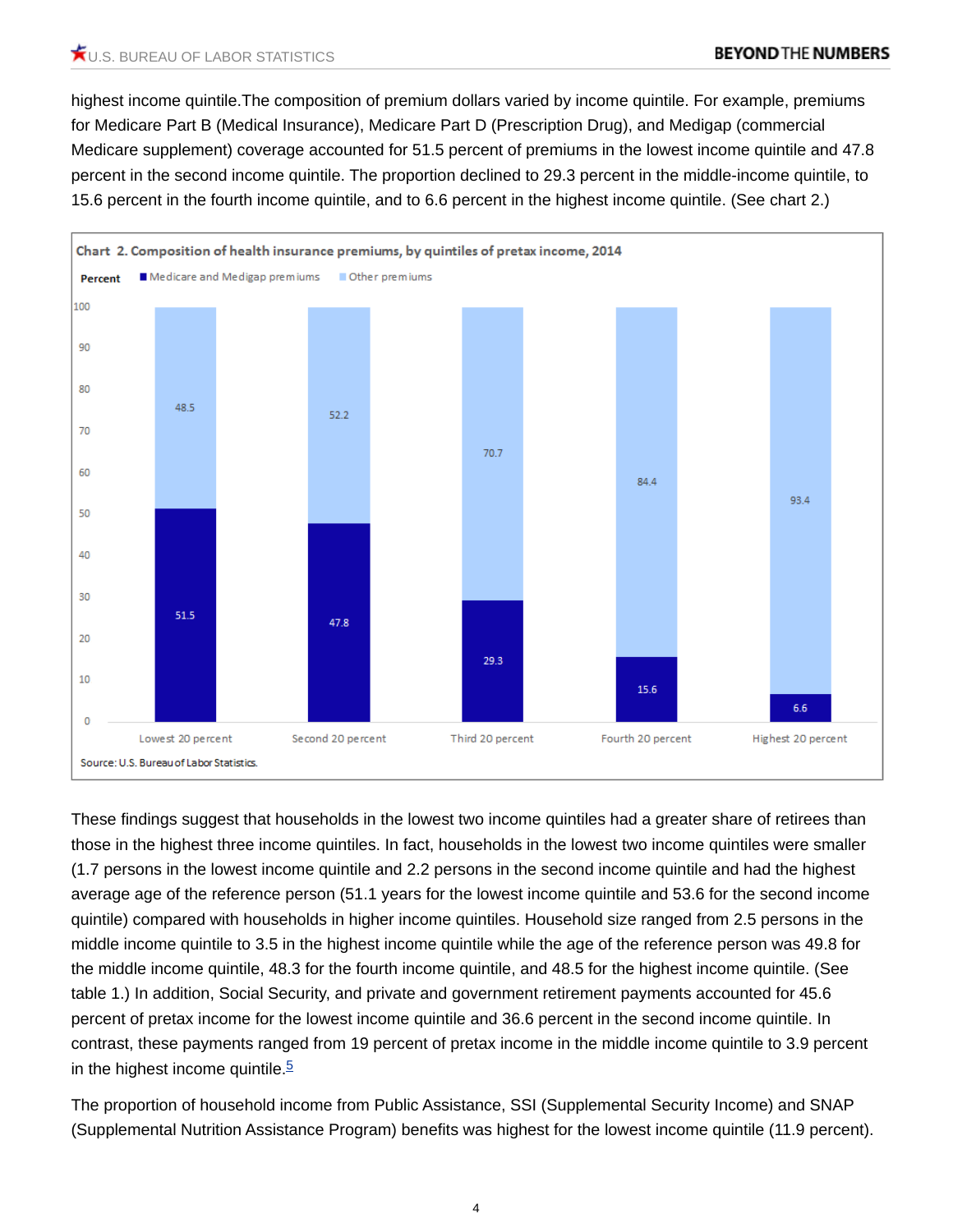highest income quintile.The composition of premium dollars varied by income quintile. For example, premiums for Medicare Part B (Medical Insurance), Medicare Part D (Prescription Drug), and Medigap (commercial Medicare supplement) coverage accounted for 51.5 percent of premiums in the lowest income quintile and 47.8 percent in the second income quintile. The proportion declined to 29.3 percent in the middle-income quintile, to 15.6 percent in the fourth income quintile, and to 6.6 percent in the highest income quintile. (See chart 2.)

**Chart 2. Composition of health insurance premiums, by quintiles of pretax income, 2014**

| Quintile | Medicare and Medigap premiums (percent) | Other premiums (percent) |
|---|---|---|
| Lowest 20 percent | 51.5 | 48.5 |
| Second 20 percent | 47.8 | 52.2 |
| Third 20 percent | 29.3 | 70.7 |
| Fourth 20 percent | 15.6 | 84.4 |
| Highest 20 percent | 6.6 | 93.4 |

Source: U.S. Bureau of Labor Statistics.

These findings suggest that households in the lowest two income quintiles had a greater share of retirees than those in the highest three income quintiles. In fact, households in the lowest two income quintiles were smaller (1.7 persons in the lowest income quintile and 2.2 persons in the second income quintile and had the highest average age of the reference person (51.1 years for the lowest income quintile and 53.6 for the second income quintile) compared with households in higher income quintiles. Household size ranged from 2.5 persons in the middle income quintile to 3.5 in the highest income quintile while the age of the reference person was 49.8 for the middle income quintile, 48.3 for the fourth income quintile, and 48.5 for the highest income quintile. (See table 1.) In addition, Social Security, and private and government retirement payments accounted for 45.6 percent of pretax income for the lowest income quintile and 36.6 percent in the second income quintile. In contrast, these payments ranged from 19 percent of pretax income in the middle income quintile to 3.9 percent in the highest income quintile.[5]

The proportion of household income from Public Assistance, SSI (Supplemental Security Income) and SNAP (Supplemental Nutrition Assistance Program) benefits was highest for the lowest income quintile (11.9 percent).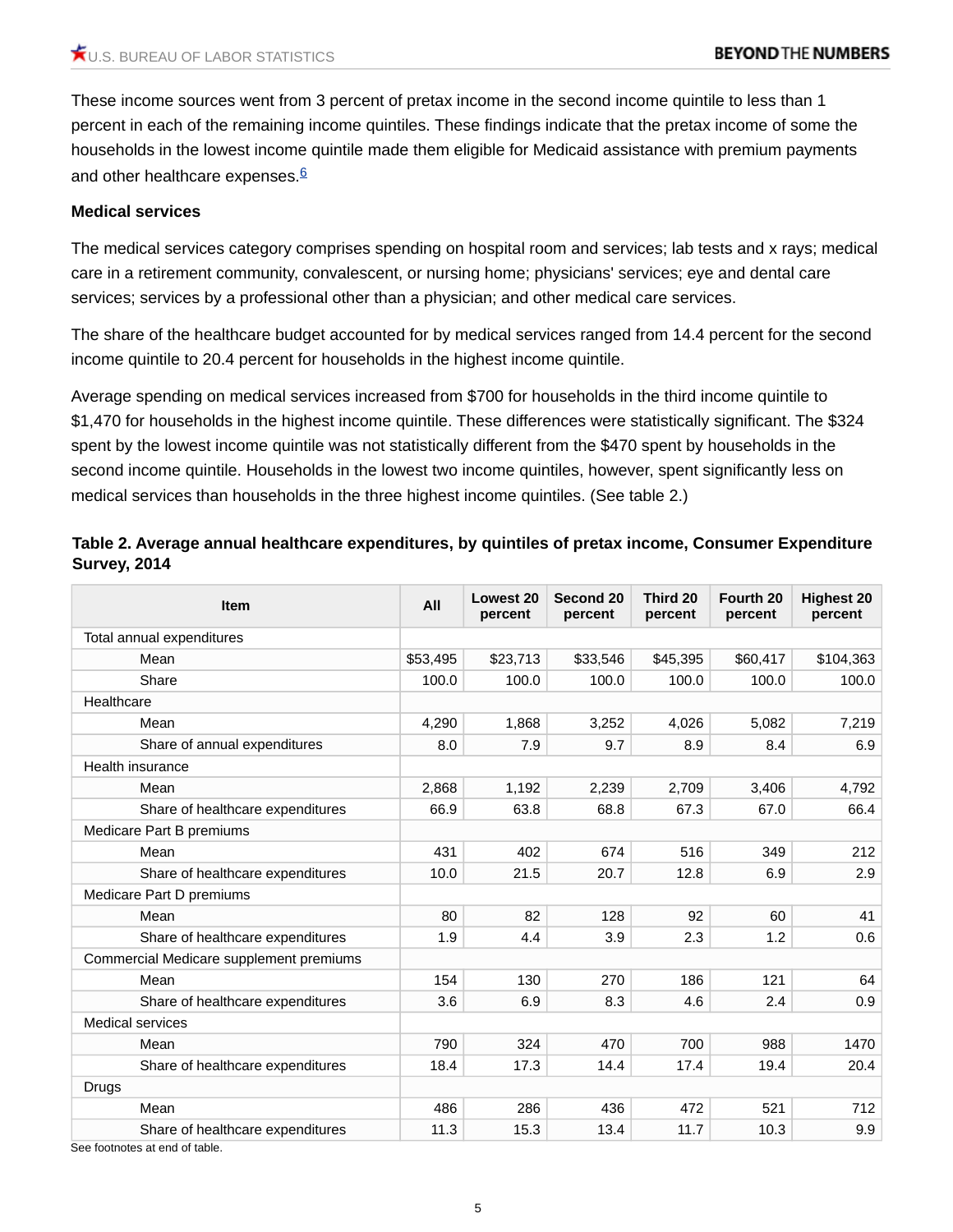These income sources went from 3 percent of pretax income in the second income quintile to less than 1 percent in each of the remaining income quintiles. These findings indicate that the pretax income of some the households in the lowest income quintile made them eligible for Medicaid assistance with premium payments and other healthcare expenses.[6]

**Medical services**

The medical services category comprises spending on hospital room and services; lab tests and x rays; medical care in a retirement community, convalescent, or nursing home; physicians' services; eye and dental care services; services by a professional other than a physician; and other medical care services.

The share of the healthcare budget accounted for by medical services ranged from 14.4 percent for the second income quintile to 20.4 percent for households in the highest income quintile.

Average spending on medical services increased from $700 for households in the third income quintile to $1,470 for households in the highest income quintile. These differences were statistically significant. The $324 spent by the lowest income quintile was not statistically different from the $470 spent by households in the second income quintile. Households in the lowest two income quintiles, however, spent significantly less on medical services than households in the three highest income quintiles. (See table 2.)

**Table 2. Average annual healthcare expenditures, by quintiles of pretax income, Consumer Expenditure Survey, 2014**

| Item | All | Lowest 20 percent | Second 20 percent | Third 20 percent | Fourth 20 percent | Highest 20 percent |
|---|---|---|---|---|---|---|
| Total annual expenditures | | | | | | |
| Mean | $53,495 | $23,713 | $33,546 | $45,395 | $60,417 | $104,363 |
| Share | 100.0 | 100.0 | 100.0 | 100.0 | 100.0 | 100.0 |
| Healthcare | | | | | | |
| Mean | 4,290 | 1,868 | 3,252 | 4,026 | 5,082 | 7,219 |
| Share of annual expenditures | 8.0 | 7.9 | 9.7 | 8.9 | 8.4 | 6.9 |
| Health insurance | | | | | | |
| Mean | 2,868 | 1,192 | 2,239 | 2,709 | 3,406 | 4,792 |
| Share of healthcare expenditures | 66.9 | 63.8 | 68.8 | 67.3 | 67.0 | 66.4 |
| Medicare Part B premiums | | | | | | |
| Mean | 431 | 402 | 674 | 516 | 349 | 212 |
| Share of healthcare expenditures | 10.0 | 21.5 | 20.7 | 12.8 | 6.9 | 2.9 |
| Medicare Part D premiums | | | | | | |
| Mean | 80 | 82 | 128 | 92 | 60 | 41 |
| Share of healthcare expenditures | 1.9 | 4.4 | 3.9 | 2.3 | 1.2 | 0.6 |
| Commercial Medicare supplement premiums | | | | | | |
| Mean | 154 | 130 | 270 | 186 | 121 | 64 |
| Share of healthcare expenditures | 3.6 | 6.9 | 8.3 | 4.6 | 2.4 | 0.9 |
| Medical services | | | | | | |
| Mean | 790 | 324 | 470 | 700 | 988 | 1470 |
| Share of healthcare expenditures | 18.4 | 17.3 | 14.4 | 17.4 | 19.4 | 20.4 |
| Drugs | | | | | | |
| Mean | 486 | 286 | 436 | 472 | 521 | 712 |
| Share of healthcare expenditures | 11.3 | 15.3 | 13.4 | 11.7 | 10.3 | 9.9 |

See footnotes at end of table.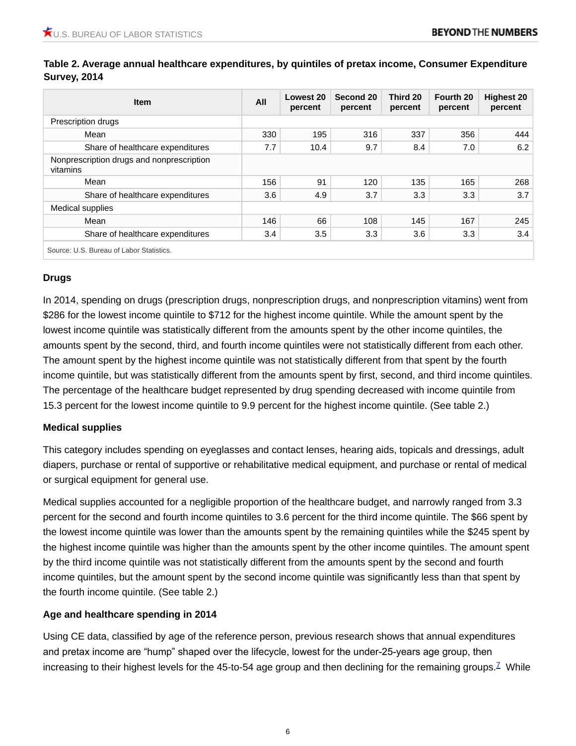**Table 2. Average annual healthcare expenditures, by quintiles of pretax income, Consumer Expenditure Survey, 2014**

| Item | All | Lowest 20 percent | Second 20 percent | Third 20 percent | Fourth 20 percent | Highest 20 percent |
|---|---|---|---|---|---|---|
| Prescription drugs | | | | | | |
| Mean | 330 | 195 | 316 | 337 | 356 | 444 |
| Share of healthcare expenditures | 7.7 | 10.4 | 9.7 | 8.4 | 7.0 | 6.2 |
| Nonprescription drugs and nonprescription vitamins | | | | | | |
| Mean | 156 | 91 | 120 | 135 | 165 | 268 |
| Share of healthcare expenditures | 3.6 | 4.9 | 3.7 | 3.3 | 3.3 | 3.7 |
| Medical supplies | | | | | | |
| Mean | 146 | 66 | 108 | 145 | 167 | 245 |
| Share of healthcare expenditures | 3.4 | 3.5 | 3.3 | 3.6 | 3.3 | 3.4 |

Source: U.S. Bureau of Labor Statistics.

### Drugs

In 2014, spending on drugs (prescription drugs, nonprescription drugs, and nonprescription vitamins) went from $286 for the lowest income quintile to $712 for the highest income quintile. While the amount spent by the lowest income quintile was statistically different from the amounts spent by the other income quintiles, the amounts spent by the second, third, and fourth income quintiles were not statistically different from each other. The amount spent by the highest income quintile was not statistically different from that spent by the fourth income quintile, but was statistically different from the amounts spent by first, second, and third income quintiles. The percentage of the healthcare budget represented by drug spending decreased with income quintile from 15.3 percent for the lowest income quintile to 9.9 percent for the highest income quintile. (See table 2.)

### Medical supplies

This category includes spending on eyeglasses and contact lenses, hearing aids, topicals and dressings, adult diapers, purchase or rental of supportive or rehabilitative medical equipment, and purchase or rental of medical or surgical equipment for general use.

Medical supplies accounted for a negligible proportion of the healthcare budget, and narrowly ranged from 3.3 percent for the second and fourth income quintiles to 3.6 percent for the third income quintile. The $66 spent by the lowest income quintile was lower than the amounts spent by the remaining quintiles while the $245 spent by the highest income quintile was higher than the amounts spent by the other income quintiles. The amount spent by the third income quintile was not statistically different from the amounts spent by the second and fourth income quintiles, but the amount spent by the second income quintile was significantly less than that spent by the fourth income quintile. (See table 2.)

### Age and healthcare spending in 2014

Using CE data, classified by age of the reference person, previous research shows that annual expenditures and pretax income are "hump" shaped over the lifecycle, lowest for the under-25-years age group, then increasing to their highest levels for the 45-to-54 age group and then declining for the remaining groups.[7] While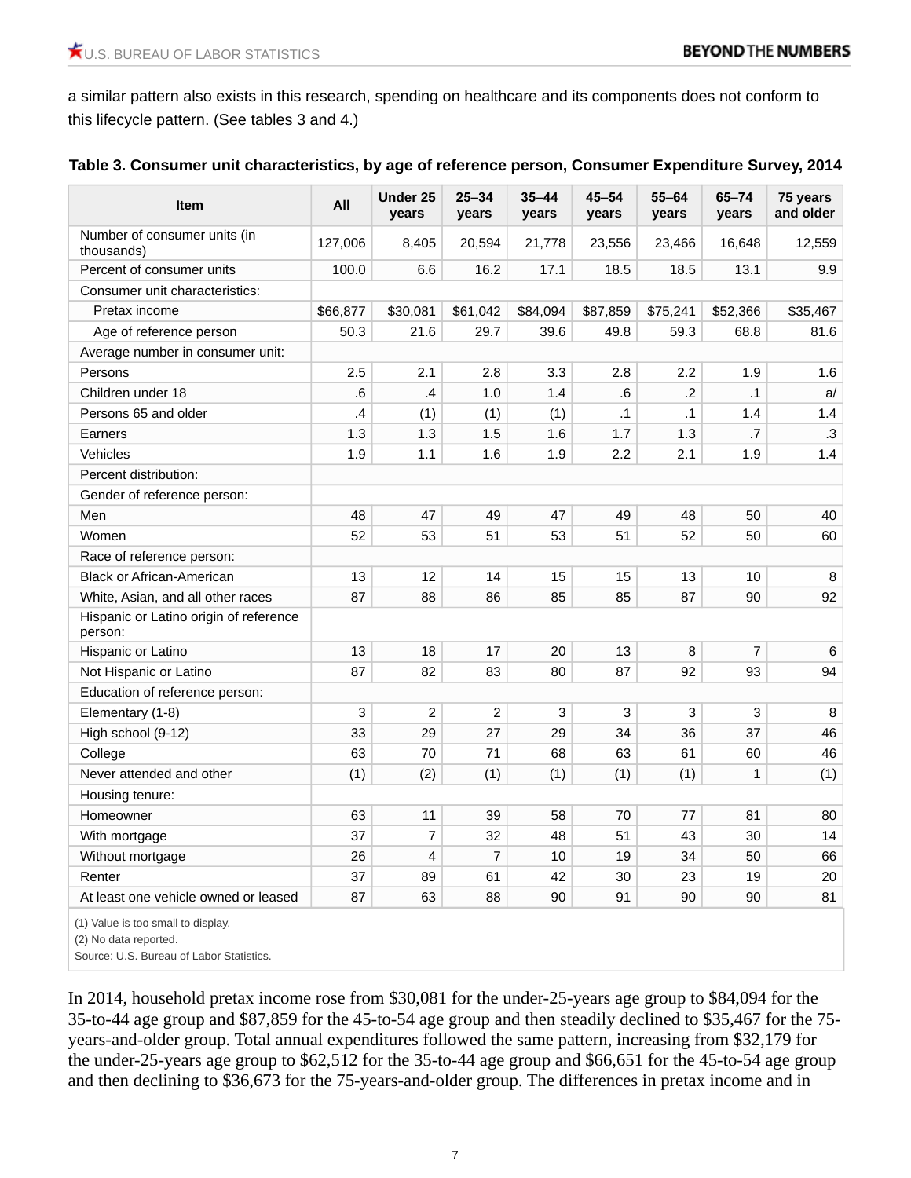a similar pattern also exists in this research, spending on healthcare and its components does not conform to this lifecycle pattern. (See tables 3 and 4.)

**Table 3. Consumer unit characteristics, by age of reference person, Consumer Expenditure Survey, 2014**

| Item | All | Under 25 years | 25–34 years | 35–44 years | 45–54 years | 55–64 years | 65–74 years | 75 years and older |
|---|---|---|---|---|---|---|---|---|
| Number of consumer units (in thousands) | 127,006 | 8,405 | 20,594 | 21,778 | 23,556 | 23,466 | 16,648 | 12,559 |
| Percent of consumer units | 100.0 | 6.6 | 16.2 | 17.1 | 18.5 | 18.5 | 13.1 | 9.9 |
| Consumer unit characteristics: | | | | | | | | |
| Pretax income | $66,877 | $30,081 | $61,042 | $84,094 | $87,859 | $75,241 | $52,366 | $35,467 |
| Age of reference person | 50.3 | 21.6 | 29.7 | 39.6 | 49.8 | 59.3 | 68.8 | 81.6 |
| Average number in consumer unit: | | | | | | | | |
| Persons | 2.5 | 2.1 | 2.8 | 3.3 | 2.8 | 2.2 | 1.9 | 1.6 |
| Children under 18 | .6 | .4 | 1.0 | 1.4 | .6 | .2 | .1 | a/ |
| Persons 65 and older | .4 | (1) | (1) | (1) | .1 | .1 | 1.4 | 1.4 |
| Earners | 1.3 | 1.3 | 1.5 | 1.6 | 1.7 | 1.3 | .7 | .3 |
| Vehicles | 1.9 | 1.1 | 1.6 | 1.9 | 2.2 | 2.1 | 1.9 | 1.4 |
| Percent distribution: | | | | | | | | |
| Gender of reference person: | | | | | | | | |
| Men | 48 | 47 | 49 | 47 | 49 | 48 | 50 | 40 |
| Women | 52 | 53 | 51 | 53 | 51 | 52 | 50 | 60 |
| Race of reference person: | | | | | | | | |
| Black or African-American | 13 | 12 | 14 | 15 | 15 | 13 | 10 | 8 |
| White, Asian, and all other races | 87 | 88 | 86 | 85 | 85 | 87 | 90 | 92 |
| Hispanic or Latino origin of reference person: | | | | | | | | |
| Hispanic or Latino | 13 | 18 | 17 | 20 | 13 | 8 | 7 | 6 |
| Not Hispanic or Latino | 87 | 82 | 83 | 80 | 87 | 92 | 93 | 94 |
| Education of reference person: | | | | | | | | |
| Elementary (1-8) | 3 | 2 | 2 | 3 | 3 | 3 | 3 | 8 |
| High school (9-12) | 33 | 29 | 27 | 29 | 34 | 36 | 37 | 46 |
| College | 63 | 70 | 71 | 68 | 63 | 61 | 60 | 46 |
| Never attended and other | (1) | (2) | (1) | (1) | (1) | (1) | 1 | (1) |
| Housing tenure: | | | | | | | | |
| Homeowner | 63 | 11 | 39 | 58 | 70 | 77 | 81 | 80 |
| With mortgage | 37 | 7 | 32 | 48 | 51 | 43 | 30 | 14 |
| Without mortgage | 26 | 4 | 7 | 10 | 19 | 34 | 50 | 66 |
| Renter | 37 | 89 | 61 | 42 | 30 | 23 | 19 | 20 |
| At least one vehicle owned or leased | 87 | 63 | 88 | 90 | 91 | 90 | 90 | 81 |

(1) Value is too small to display.
(2) No data reported.
Source: U.S. Bureau of Labor Statistics.

In 2014, household pretax income rose from $30,081 for the under-25-years age group to $84,094 for the 35-to-44 age group and $87,859 for the 45-to-54 age group and then steadily declined to $35,467 for the 75-years-and-older group. Total annual expenditures followed the same pattern, increasing from $32,179 for the under-25-years age group to $62,512 for the 35-to-44 age group and $66,651 for the 45-to-54 age group and then declining to $36,673 for the 75-years-and-older group. The differences in pretax income and in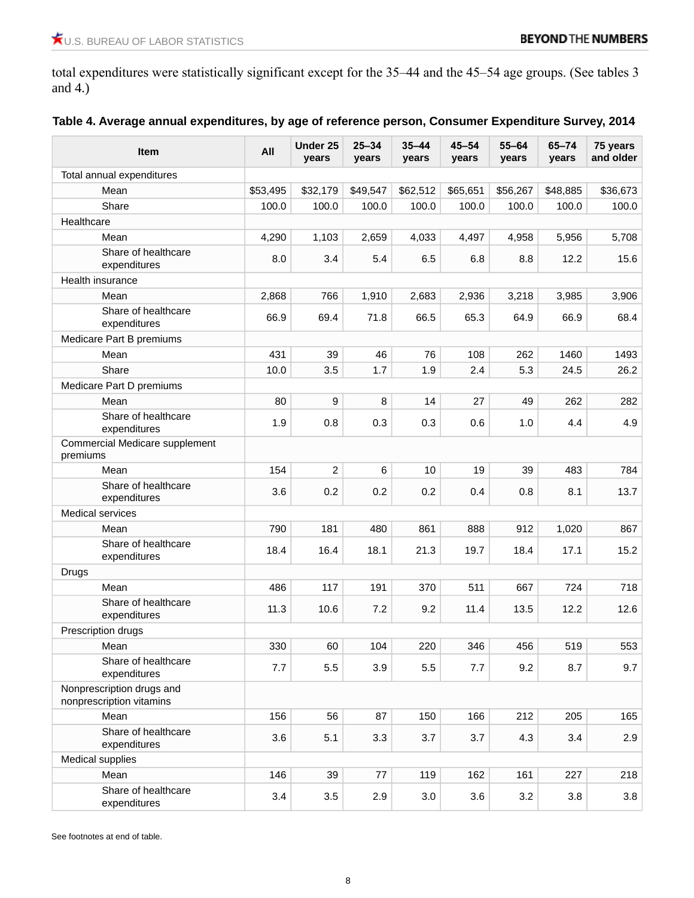total expenditures were statistically significant except for the 35–44 and the 45–54 age groups. (See tables 3 and 4.)

**Table 4. Average annual expenditures, by age of reference person, Consumer Expenditure Survey, 2014**

| Item | All | Under 25 years | 25–34 years | 35–44 years | 45–54 years | 55–64 years | 65–74 years | 75 years and older |
|---|---|---|---|---|---|---|---|---|
| Total annual expenditures | | | | | | | | |
| Mean | $53,495 | $32,179 | $49,547 | $62,512 | $65,651 | $56,267 | $48,885 | $36,673 |
| Share | 100.0 | 100.0 | 100.0 | 100.0 | 100.0 | 100.0 | 100.0 | 100.0 |
| Healthcare | | | | | | | | |
| Mean | 4,290 | 1,103 | 2,659 | 4,033 | 4,497 | 4,958 | 5,956 | 5,708 |
| Share of healthcare expenditures | 8.0 | 3.4 | 5.4 | 6.5 | 6.8 | 8.8 | 12.2 | 15.6 |
| Health insurance | | | | | | | | |
| Mean | 2,868 | 766 | 1,910 | 2,683 | 2,936 | 3,218 | 3,985 | 3,906 |
| Share of healthcare expenditures | 66.9 | 69.4 | 71.8 | 66.5 | 65.3 | 64.9 | 66.9 | 68.4 |
| Medicare Part B premiums | | | | | | | | |
| Mean | 431 | 39 | 46 | 76 | 108 | 262 | 1460 | 1493 |
| Share | 10.0 | 3.5 | 1.7 | 1.9 | 2.4 | 5.3 | 24.5 | 26.2 |
| Medicare Part D premiums | | | | | | | | |
| Mean | 80 | 9 | 8 | 14 | 27 | 49 | 262 | 282 |
| Share of healthcare expenditures | 1.9 | 0.8 | 0.3 | 0.3 | 0.6 | 1.0 | 4.4 | 4.9 |
| Commercial Medicare supplement premiums | | | | | | | | |
| Mean | 154 | 2 | 6 | 10 | 19 | 39 | 483 | 784 |
| Share of healthcare expenditures | 3.6 | 0.2 | 0.2 | 0.2 | 0.4 | 0.8 | 8.1 | 13.7 |
| Medical services | | | | | | | | |
| Mean | 790 | 181 | 480 | 861 | 888 | 912 | 1,020 | 867 |
| Share of healthcare expenditures | 18.4 | 16.4 | 18.1 | 21.3 | 19.7 | 18.4 | 17.1 | 15.2 |
| Drugs | | | | | | | | |
| Mean | 486 | 117 | 191 | 370 | 511 | 667 | 724 | 718 |
| Share of healthcare expenditures | 11.3 | 10.6 | 7.2 | 9.2 | 11.4 | 13.5 | 12.2 | 12.6 |
| Prescription drugs | | | | | | | | |
| Mean | 330 | 60 | 104 | 220 | 346 | 456 | 519 | 553 |
| Share of healthcare expenditures | 7.7 | 5.5 | 3.9 | 5.5 | 7.7 | 9.2 | 8.7 | 9.7 |
| Nonprescription drugs and nonprescription vitamins | | | | | | | | |
| Mean | 156 | 56 | 87 | 150 | 166 | 212 | 205 | 165 |
| Share of healthcare expenditures | 3.6 | 5.1 | 3.3 | 3.7 | 3.7 | 4.3 | 3.4 | 2.9 |
| Medical supplies | | | | | | | | |
| Mean | 146 | 39 | 77 | 119 | 162 | 161 | 227 | 218 |
| Share of healthcare expenditures | 3.4 | 3.5 | 2.9 | 3.0 | 3.6 | 3.2 | 3.8 | 3.8 |

See footnotes at end of table.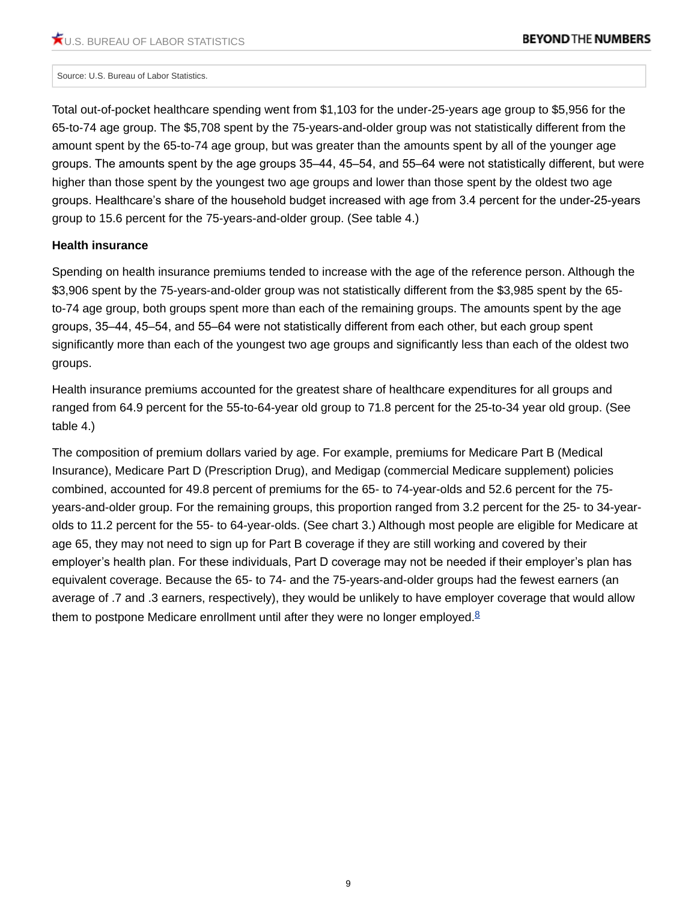Source: U.S. Bureau of Labor Statistics.

Total out-of-pocket healthcare spending went from $1,103 for the under-25-years age group to $5,956 for the 65-to-74 age group. The $5,708 spent by the 75-years-and-older group was not statistically different from the amount spent by the 65-to-74 age group, but was greater than the amounts spent by all of the younger age groups. The amounts spent by the age groups 35–44, 45–54, and 55–64 were not statistically different, but were higher than those spent by the youngest two age groups and lower than those spent by the oldest two age groups. Healthcare's share of the household budget increased with age from 3.4 percent for the under-25-years group to 15.6 percent for the 75-years-and-older group. (See table 4.)

**Health insurance**

Spending on health insurance premiums tended to increase with the age of the reference person. Although the $3,906 spent by the 75-years-and-older group was not statistically different from the $3,985 spent by the 65-to-74 age group, both groups spent more than each of the remaining groups. The amounts spent by the age groups, 35–44, 45–54, and 55–64 were not statistically different from each other, but each group spent significantly more than each of the youngest two age groups and significantly less than each of the oldest two groups.

Health insurance premiums accounted for the greatest share of healthcare expenditures for all groups and ranged from 64.9 percent for the 55-to-64-year old group to 71.8 percent for the 25-to-34 year old group. (See table 4.)

The composition of premium dollars varied by age. For example, premiums for Medicare Part B (Medical Insurance), Medicare Part D (Prescription Drug), and Medigap (commercial Medicare supplement) policies combined, accounted for 49.8 percent of premiums for the 65- to 74-year-olds and 52.6 percent for the 75-years-and-older group. For the remaining groups, this proportion ranged from 3.2 percent for the 25- to 34-year-olds to 11.2 percent for the 55- to 64-year-olds. (See chart 3.) Although most people are eligible for Medicare at age 65, they may not need to sign up for Part B coverage if they are still working and covered by their employer's health plan. For these individuals, Part D coverage may not be needed if their employer's plan has equivalent coverage. Because the 65- to 74- and the 75-years-and-older groups had the fewest earners (an average of .7 and .3 earners, respectively), they would be unlikely to have employer coverage that would allow them to postpone Medicare enrollment until after they were no longer employed.[8]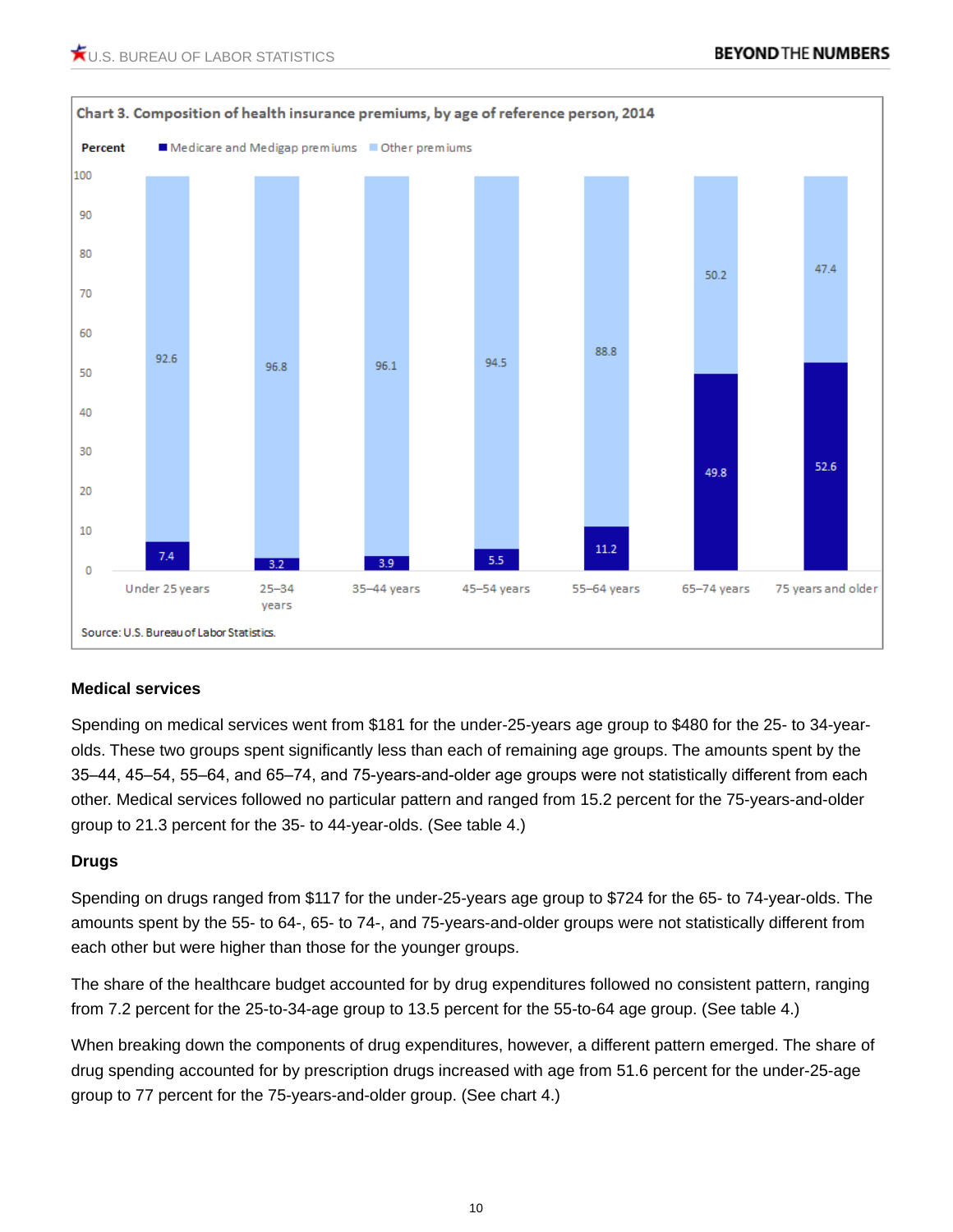**Chart 3. Composition of health insurance premiums, by age of reference person, 2014**

| Age of reference person | Medicare and Medigap premiums (percent) | Other premiums (percent) |
|---|---|---|
| Under 25 years | 7.4 | 92.6 |
| 25–34 years | 3.2 | 96.8 |
| 35–44 years | 3.9 | 96.1 |
| 45–54 years | 5.5 | 94.5 |
| 55–64 years | 11.2 | 88.8 |
| 65–74 years | 49.8 | 50.2 |
| 75 years and older | 52.6 | 47.4 |

Source: U.S. Bureau of Labor Statistics.

### Medical services

Spending on medical services went from $181 for the under-25-years age group to $480 for the 25- to 34-year-olds. These two groups spent significantly less than each of remaining age groups. The amounts spent by the 35–44, 45–54, 55–64, and 65–74, and 75-years-and-older age groups were not statistically different from each other. Medical services followed no particular pattern and ranged from 15.2 percent for the 75-years-and-older group to 21.3 percent for the 35- to 44-year-olds. (See table 4.)

### Drugs

Spending on drugs ranged from $117 for the under-25-years age group to $724 for the 65- to 74-year-olds. The amounts spent by the 55- to 64-, 65- to 74-, and 75-years-and-older groups were not statistically different from each other but were higher than those for the younger groups.

The share of the healthcare budget accounted for by drug expenditures followed no consistent pattern, ranging from 7.2 percent for the 25-to-34-age group to 13.5 percent for the 55-to-64 age group. (See table 4.)

When breaking down the components of drug expenditures, however, a different pattern emerged. The share of drug spending accounted for by prescription drugs increased with age from 51.6 percent for the under-25-age group to 77 percent for the 75-years-and-older group. (See chart 4.)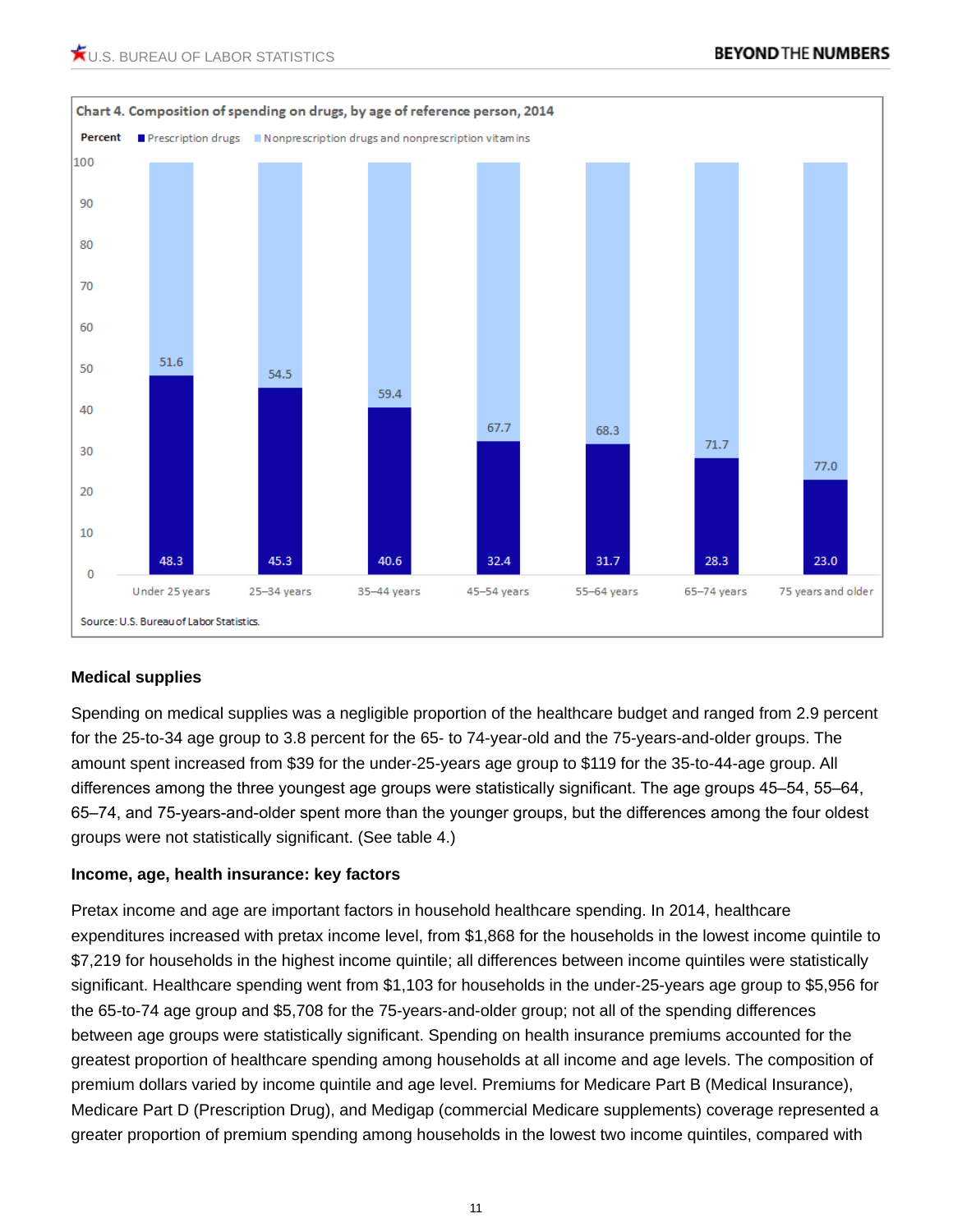**Chart 4. Composition of spending on drugs, by age of reference person, 2014**

| Age of reference person | Prescription drugs (percent) | Nonprescription drugs and nonprescription vitamins (percent) |
|---|---|---|
| Under 25 years | 48.3 | 51.6 |
| 25–34 years | 45.3 | 54.5 |
| 35–44 years | 40.6 | 59.4 |
| 45–54 years | 32.4 | 67.7 |
| 55–64 years | 31.7 | 68.3 |
| 65–74 years | 28.3 | 71.7 |
| 75 years and older | 23.0 | 77.0 |

Source: U.S. Bureau of Labor Statistics.

### Medical supplies

Spending on medical supplies was a negligible proportion of the healthcare budget and ranged from 2.9 percent for the 25-to-34 age group to 3.8 percent for the 65- to 74-year-old and the 75-years-and-older groups. The amount spent increased from $39 for the under-25-years age group to $119 for the 35-to-44-age group. All differences among the three youngest age groups were statistically significant. The age groups 45–54, 55–64, 65–74, and 75-years-and-older spent more than the younger groups, but the differences among the four oldest groups were not statistically significant. (See table 4.)

### Income, age, health insurance: key factors

Pretax income and age are important factors in household healthcare spending. In 2014, healthcare expenditures increased with pretax income level, from $1,868 for the households in the lowest income quintile to $7,219 for households in the highest income quintile; all differences between income quintiles were statistically significant. Healthcare spending went from $1,103 for households in the under-25-years age group to $5,956 for the 65-to-74 age group and $5,708 for the 75-years-and-older group; not all of the spending differences between age groups were statistically significant. Spending on health insurance premiums accounted for the greatest proportion of healthcare spending among households at all income and age levels. The composition of premium dollars varied by income quintile and age level. Premiums for Medicare Part B (Medical Insurance), Medicare Part D (Prescription Drug), and Medigap (commercial Medicare supplements) coverage represented a greater proportion of premium spending among households in the lowest two income quintiles, compared with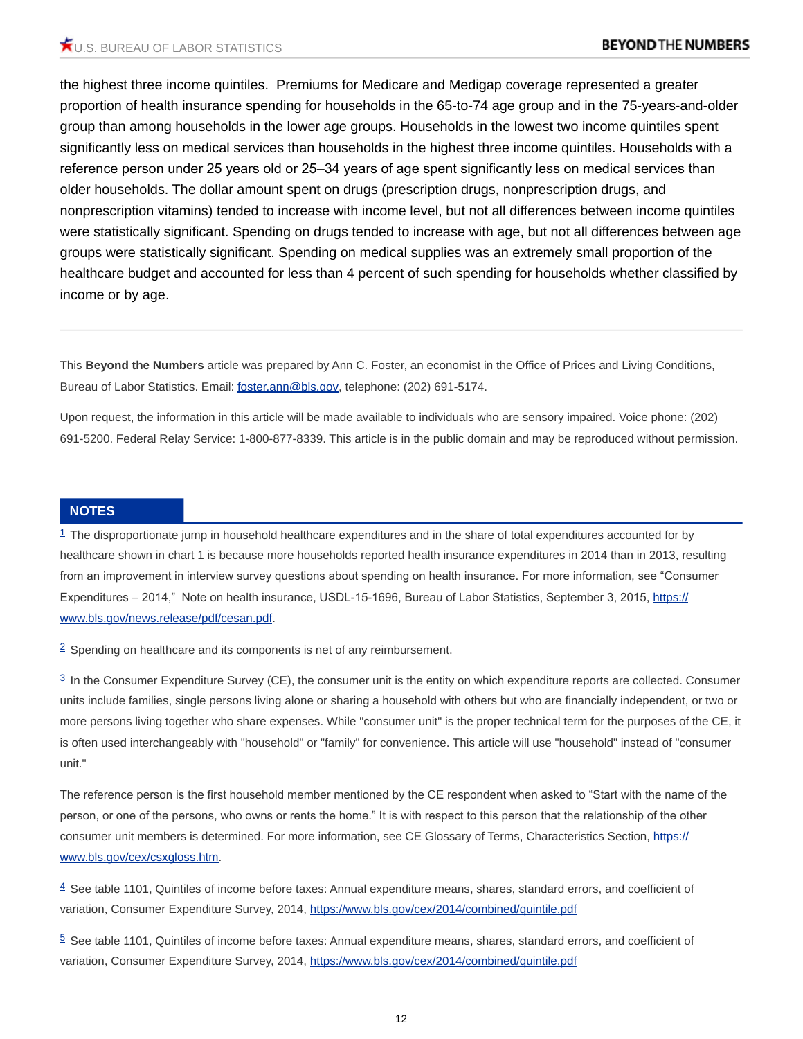the highest three income quintiles. Premiums for Medicare and Medigap coverage represented a greater proportion of health insurance spending for households in the 65-to-74 age group and in the 75-years-and-older group than among households in the lower age groups. Households in the lowest two income quintiles spent significantly less on medical services than households in the highest three income quintiles. Households with a reference person under 25 years old or 25–34 years of age spent significantly less on medical services than older households. The dollar amount spent on drugs (prescription drugs, nonprescription drugs, and nonprescription vitamins) tended to increase with income level, but not all differences between income quintiles were statistically significant. Spending on drugs tended to increase with age, but not all differences between age groups were statistically significant. Spending on medical supplies was an extremely small proportion of the healthcare budget and accounted for less than 4 percent of such spending for households whether classified by income or by age.

---

This **Beyond the Numbers** article was prepared by Ann C. Foster, an economist in the Office of Prices and Living Conditions, Bureau of Labor Statistics. Email: [foster.ann@bls.gov](mailto:foster.ann@bls.gov), telephone: (202) 691-5174.

Upon request, the information in this article will be made available to individuals who are sensory impaired. Voice phone: (202) 691-5200. Federal Relay Service: 1-800-877-8339. This article is in the public domain and may be reproduced without permission.

## NOTES

[1] The disproportionate jump in household healthcare expenditures and in the share of total expenditures accounted for by healthcare shown in chart 1 is because more households reported health insurance expenditures in 2014 than in 2013, resulting from an improvement in interview survey questions about spending on health insurance. For more information, see “Consumer Expenditures – 2014,” Note on health insurance, USDL-15-1696, Bureau of Labor Statistics, September 3, 2015, [https://www.bls.gov/news.release/pdf/cesan.pdf](https://www.bls.gov/news.release/pdf/cesan.pdf).

[2] Spending on healthcare and its components is net of any reimbursement.

[3] In the Consumer Expenditure Survey (CE), the consumer unit is the entity on which expenditure reports are collected. Consumer units include families, single persons living alone or sharing a household with others but who are financially independent, or two or more persons living together who share expenses. While "consumer unit" is the proper technical term for the purposes of the CE, it is often used interchangeably with "household" or "family" for convenience. This article will use "household" instead of "consumer unit."

The reference person is the first household member mentioned by the CE respondent when asked to “Start with the name of the person, or one of the persons, who owns or rents the home.” It is with respect to this person that the relationship of the other consumer unit members is determined. For more information, see CE Glossary of Terms, Characteristics Section, [https://www.bls.gov/cex/csxgloss.htm](https://www.bls.gov/cex/csxgloss.htm).

[4] See table 1101, Quintiles of income before taxes: Annual expenditure means, shares, standard errors, and coefficient of variation, Consumer Expenditure Survey, 2014, [https://www.bls.gov/cex/2014/combined/quintile.pdf](https://www.bls.gov/cex/2014/combined/quintile.pdf)

[5] See table 1101, Quintiles of income before taxes: Annual expenditure means, shares, standard errors, and coefficient of variation, Consumer Expenditure Survey, 2014, [https://www.bls.gov/cex/2014/combined/quintile.pdf](https://www.bls.gov/cex/2014/combined/quintile.pdf)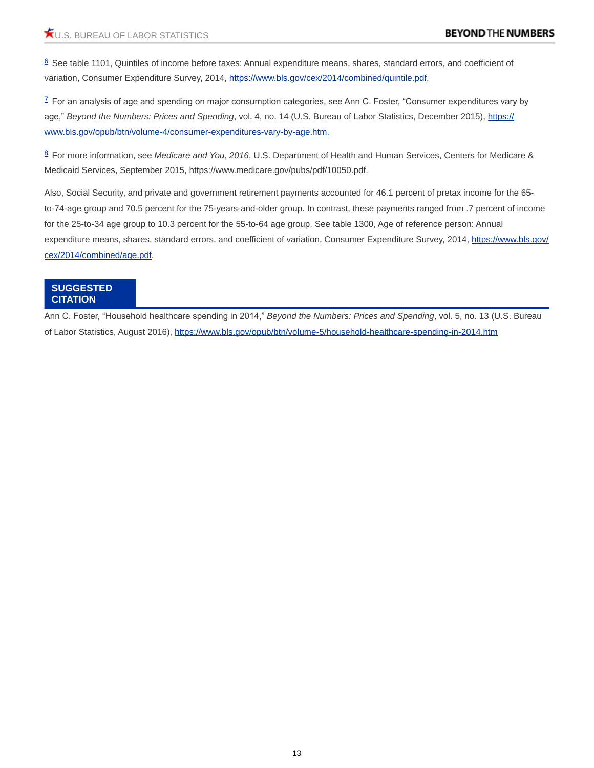[6] See table 1101, Quintiles of income before taxes: Annual expenditure means, shares, standard errors, and coefficient of variation, Consumer Expenditure Survey, 2014, https://www.bls.gov/cex/2014/combined/quintile.pdf.

[7] For an analysis of age and spending on major consumption categories, see Ann C. Foster, "Consumer expenditures vary by age," *Beyond the Numbers: Prices and Spending*, vol. 4, no. 14 (U.S. Bureau of Labor Statistics, December 2015), https://www.bls.gov/opub/btn/volume-4/consumer-expenditures-vary-by-age.htm.

[8] For more information, see *Medicare and You*, *2016*, U.S. Department of Health and Human Services, Centers for Medicare & Medicaid Services, September 2015, https://www.medicare.gov/pubs/pdf/10050.pdf.

Also, Social Security, and private and government retirement payments accounted for 46.1 percent of pretax income for the 65-to-74-age group and 70.5 percent for the 75-years-and-older group. In contrast, these payments ranged from .7 percent of income for the 25-to-34 age group to 10.3 percent for the 55-to-64 age group. See table 1300, Age of reference person: Annual expenditure means, shares, standard errors, and coefficient of variation, Consumer Expenditure Survey, 2014, https://www.bls.gov/cex/2014/combined/age.pdf.

## SUGGESTED CITATION

Ann C. Foster, "Household healthcare spending in 2014," *Beyond the Numbers: Prices and Spending*, vol. 5, no. 13 (U.S. Bureau of Labor Statistics, August 2016), https://www.bls.gov/opub/btn/volume-5/household-healthcare-spending-in-2014.htm